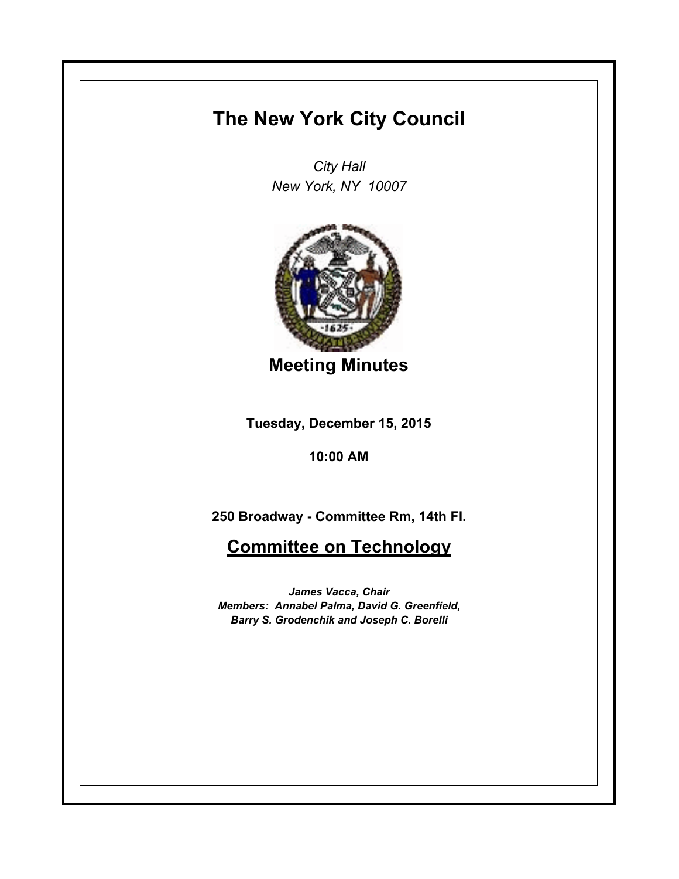# The New York City Council

*City Hall*
*New York, NY 10007*

## Meeting Minutes

**Tuesday, December 15, 2015**

**10:00 AM**

**250 Broadway - Committee Rm, 14th Fl.**

## Committee on Technology

***James Vacca, Chair***
***Members: Annabel Palma, David G. Greenfield, Barry S. Grodenchik and Joseph C. Borelli***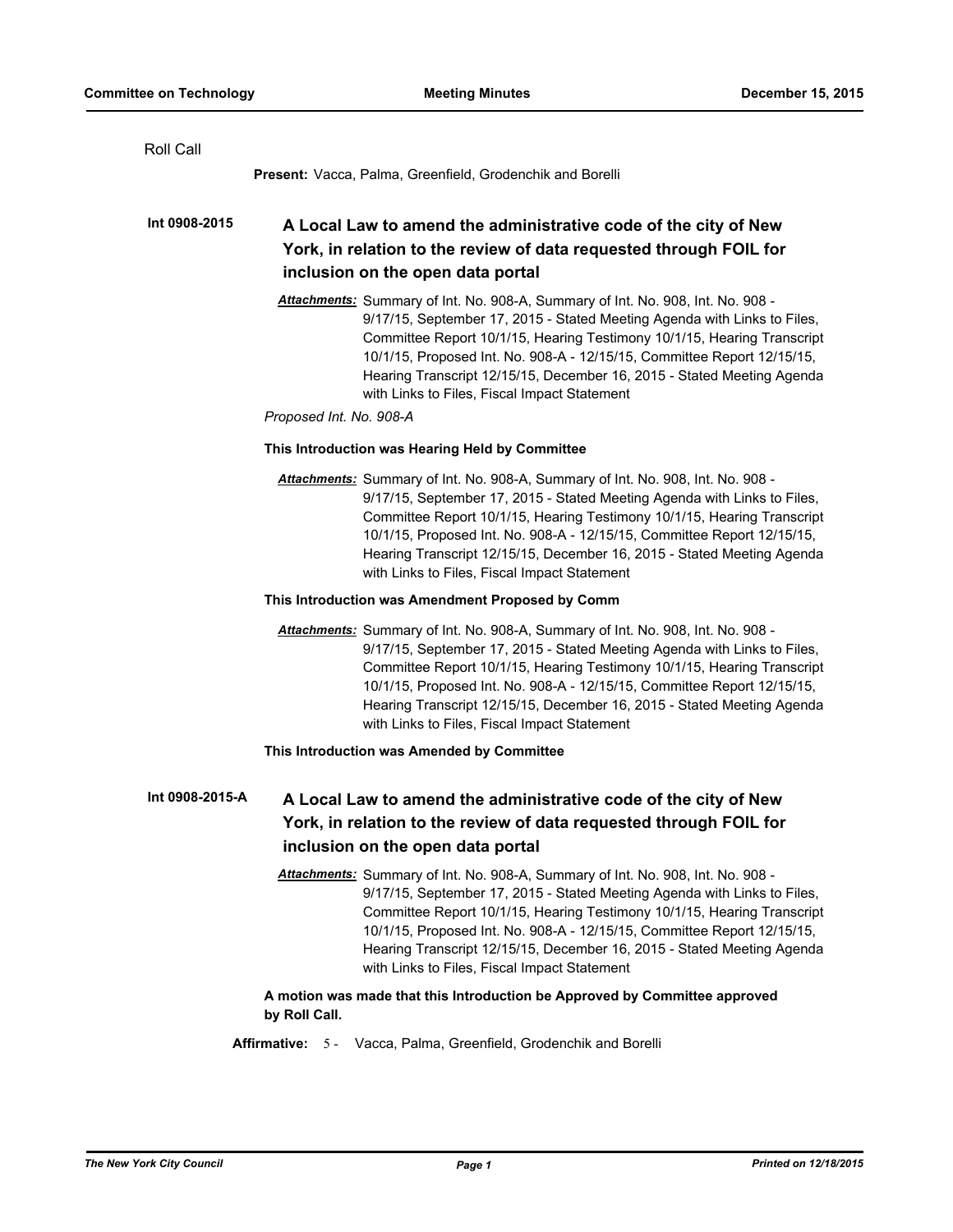Roll Call

**Present:** Vacca, Palma, Greenfield, Grodenchik and Borelli

**Int 0908-2015**

## A Local Law to amend the administrative code of the city of New York, in relation to the review of data requested through FOIL for inclusion on the open data portal

***Attachments:*** Summary of Int. No. 908-A, Summary of Int. No. 908, Int. No. 908 - 9/17/15, September 17, 2015 - Stated Meeting Agenda with Links to Files, Committee Report 10/1/15, Hearing Testimony 10/1/15, Hearing Transcript 10/1/15, Proposed Int. No. 908-A - 12/15/15, Committee Report 12/15/15, Hearing Transcript 12/15/15, December 16, 2015 - Stated Meeting Agenda with Links to Files, Fiscal Impact Statement

*Proposed Int. No. 908-A*

**This Introduction was Hearing Held by Committee**

***Attachments:*** Summary of Int. No. 908-A, Summary of Int. No. 908, Int. No. 908 - 9/17/15, September 17, 2015 - Stated Meeting Agenda with Links to Files, Committee Report 10/1/15, Hearing Testimony 10/1/15, Hearing Transcript 10/1/15, Proposed Int. No. 908-A - 12/15/15, Committee Report 12/15/15, Hearing Transcript 12/15/15, December 16, 2015 - Stated Meeting Agenda with Links to Files, Fiscal Impact Statement

**This Introduction was Amendment Proposed by Comm**

***Attachments:*** Summary of Int. No. 908-A, Summary of Int. No. 908, Int. No. 908 - 9/17/15, September 17, 2015 - Stated Meeting Agenda with Links to Files, Committee Report 10/1/15, Hearing Testimony 10/1/15, Hearing Transcript 10/1/15, Proposed Int. No. 908-A - 12/15/15, Committee Report 12/15/15, Hearing Transcript 12/15/15, December 16, 2015 - Stated Meeting Agenda with Links to Files, Fiscal Impact Statement

**This Introduction was Amended by Committee**

**Int 0908-2015-A**

## A Local Law to amend the administrative code of the city of New York, in relation to the review of data requested through FOIL for inclusion on the open data portal

***Attachments:*** Summary of Int. No. 908-A, Summary of Int. No. 908, Int. No. 908 - 9/17/15, September 17, 2015 - Stated Meeting Agenda with Links to Files, Committee Report 10/1/15, Hearing Testimony 10/1/15, Hearing Transcript 10/1/15, Proposed Int. No. 908-A - 12/15/15, Committee Report 12/15/15, Hearing Transcript 12/15/15, December 16, 2015 - Stated Meeting Agenda with Links to Files, Fiscal Impact Statement

**A motion was made that this Introduction be Approved by Committee approved by Roll Call.**

**Affirmative:** 5 - Vacca, Palma, Greenfield, Grodenchik and Borelli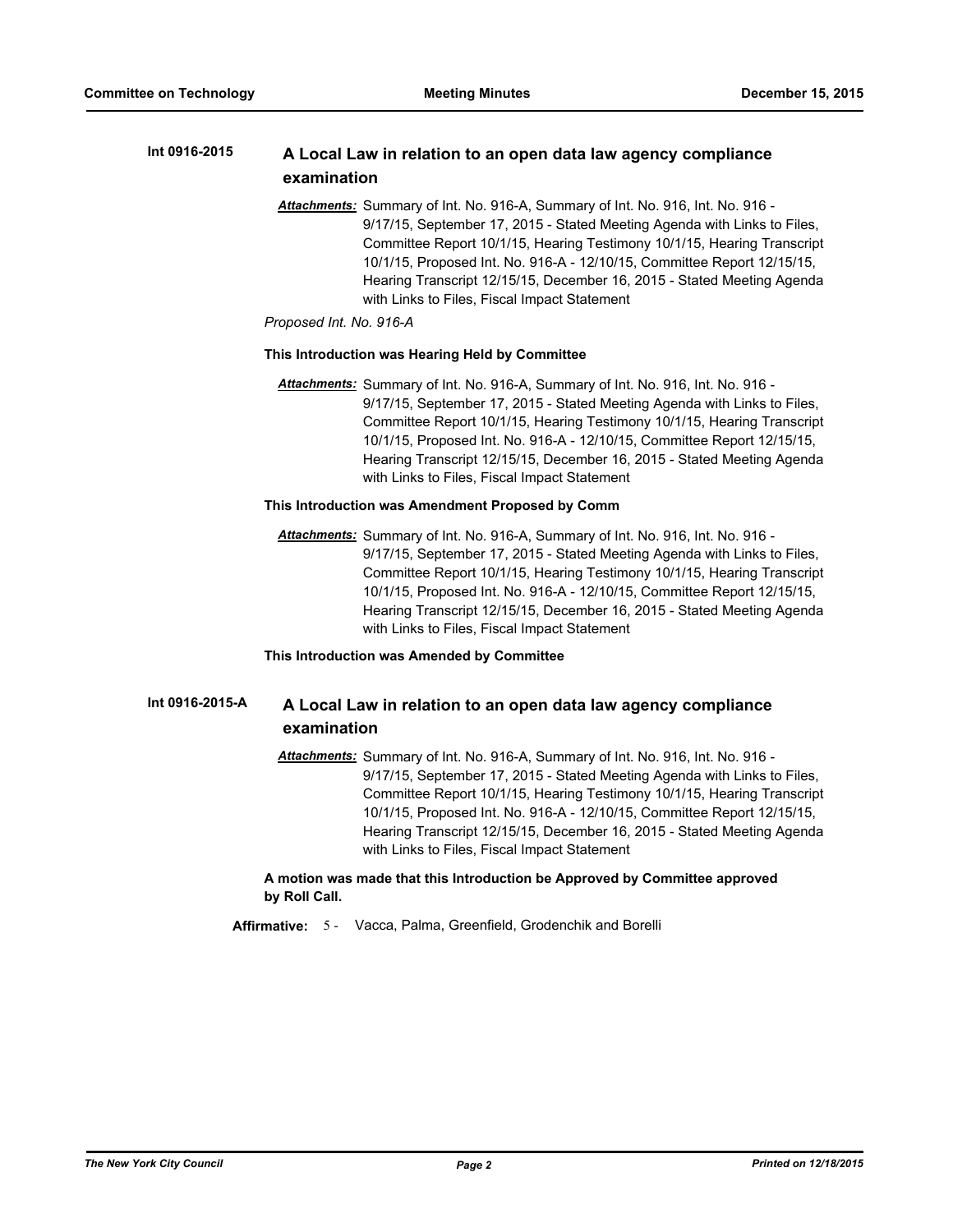**Int 0916-2015** **A Local Law in relation to an open data law agency compliance examination**

***Attachments:*** Summary of Int. No. 916-A, Summary of Int. No. 916, Int. No. 916 - 9/17/15, September 17, 2015 - Stated Meeting Agenda with Links to Files, Committee Report 10/1/15, Hearing Testimony 10/1/15, Hearing Transcript 10/1/15, Proposed Int. No. 916-A - 12/10/15, Committee Report 12/15/15, Hearing Transcript 12/15/15, December 16, 2015 - Stated Meeting Agenda with Links to Files, Fiscal Impact Statement

*Proposed Int. No. 916-A*

**This Introduction was Hearing Held by Committee**

***Attachments:*** Summary of Int. No. 916-A, Summary of Int. No. 916, Int. No. 916 - 9/17/15, September 17, 2015 - Stated Meeting Agenda with Links to Files, Committee Report 10/1/15, Hearing Testimony 10/1/15, Hearing Transcript 10/1/15, Proposed Int. No. 916-A - 12/10/15, Committee Report 12/15/15, Hearing Transcript 12/15/15, December 16, 2015 - Stated Meeting Agenda with Links to Files, Fiscal Impact Statement

**This Introduction was Amendment Proposed by Comm**

***Attachments:*** Summary of Int. No. 916-A, Summary of Int. No. 916, Int. No. 916 - 9/17/15, September 17, 2015 - Stated Meeting Agenda with Links to Files, Committee Report 10/1/15, Hearing Testimony 10/1/15, Hearing Transcript 10/1/15, Proposed Int. No. 916-A - 12/10/15, Committee Report 12/15/15, Hearing Transcript 12/15/15, December 16, 2015 - Stated Meeting Agenda with Links to Files, Fiscal Impact Statement

**This Introduction was Amended by Committee**

**Int 0916-2015-A** **A Local Law in relation to an open data law agency compliance examination**

***Attachments:*** Summary of Int. No. 916-A, Summary of Int. No. 916, Int. No. 916 - 9/17/15, September 17, 2015 - Stated Meeting Agenda with Links to Files, Committee Report 10/1/15, Hearing Testimony 10/1/15, Hearing Transcript 10/1/15, Proposed Int. No. 916-A - 12/10/15, Committee Report 12/15/15, Hearing Transcript 12/15/15, December 16, 2015 - Stated Meeting Agenda with Links to Files, Fiscal Impact Statement

**A motion was made that this Introduction be Approved by Committee approved by Roll Call.**

**Affirmative:** 5 - Vacca, Palma, Greenfield, Grodenchik and Borelli